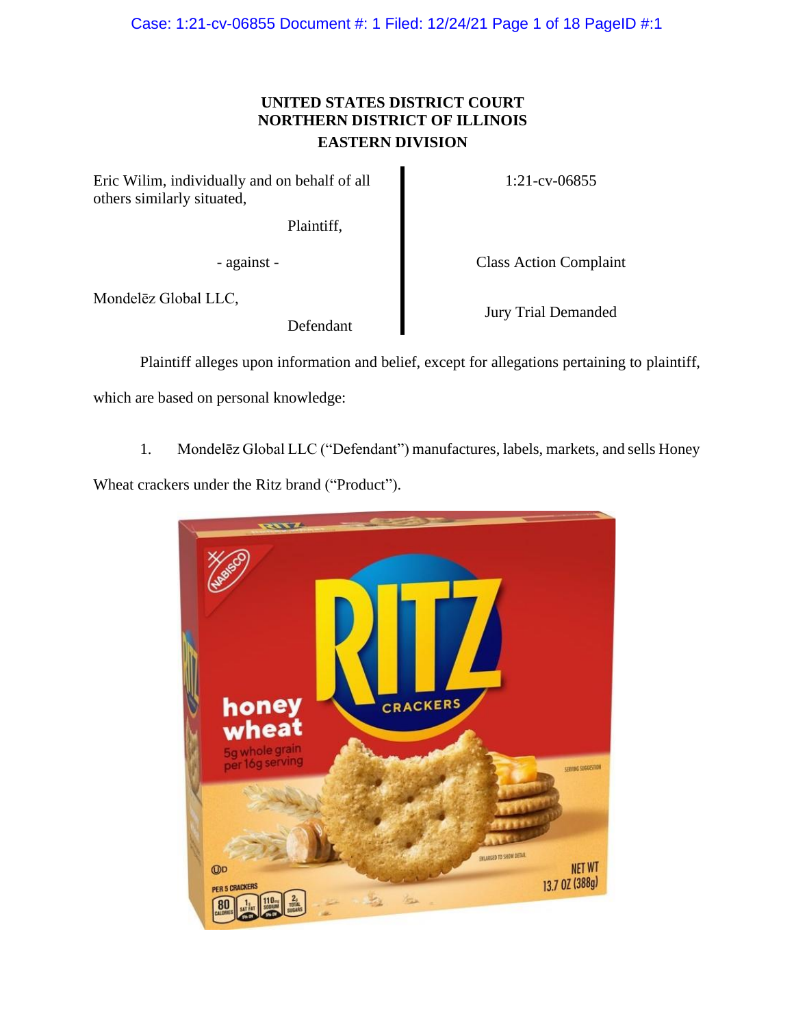# UNITED STATES DISTRICT COURT
# NORTHERN DISTRICT OF ILLINOIS
# EASTERN DIVISION

| | |
|---|---|
| Eric Wilim, individually and on behalf of all others similarly situated,<br><br>Plaintiff, | 1:21-cv-06855 |
| - against - | Class Action Complaint |
| Mondelēz Global LLC,<br><br>Defendant | Jury Trial Demanded |

Plaintiff alleges upon information and belief, except for allegations pertaining to plaintiff, which are based on personal knowledge:

1. Mondelēz Global LLC ("Defendant") manufactures, labels, markets, and sells Honey Wheat crackers under the Ritz brand ("Product").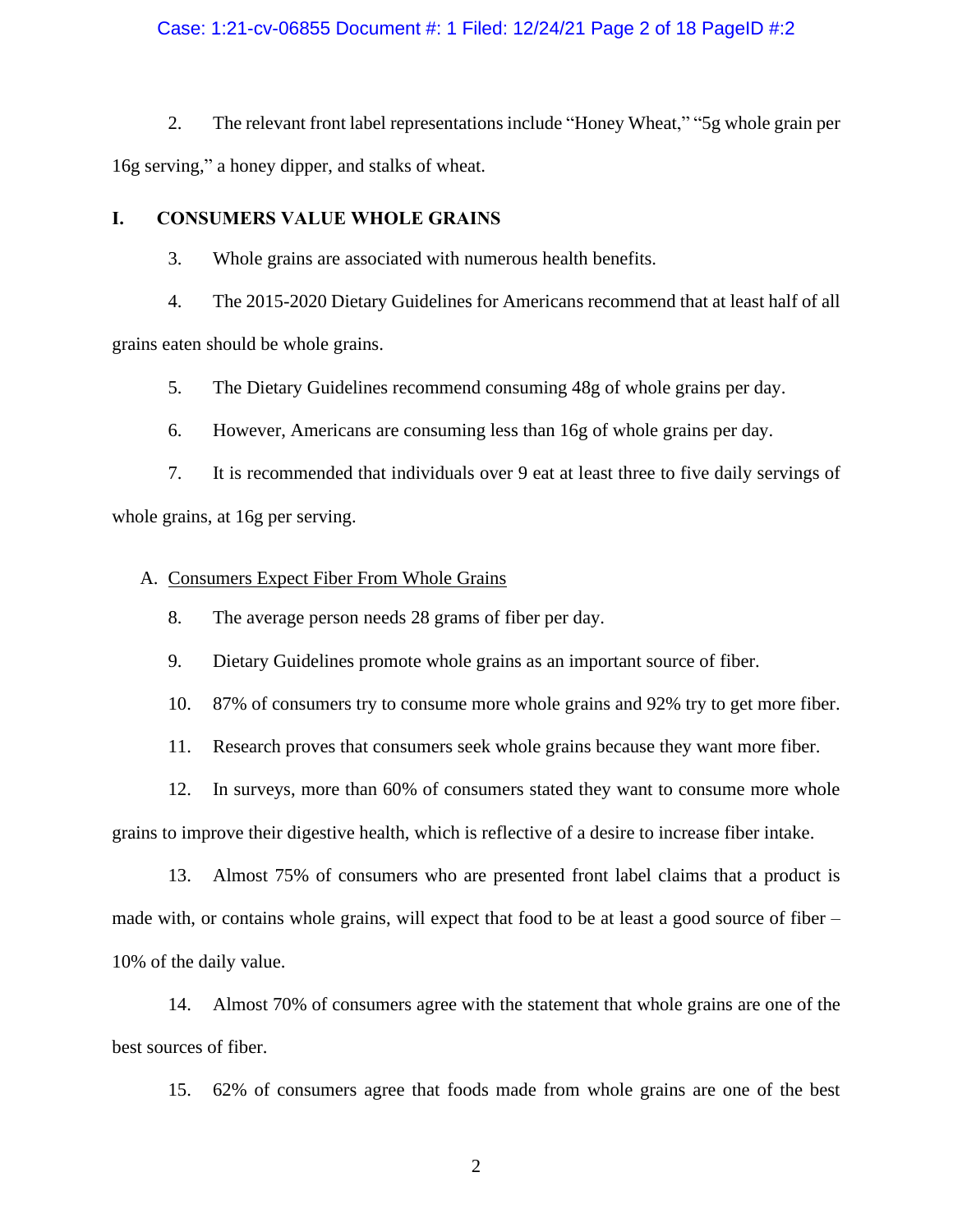2. The relevant front label representations include "Honey Wheat," "5g whole grain per 16g serving," a honey dipper, and stalks of wheat.

## I. CONSUMERS VALUE WHOLE GRAINS

3. Whole grains are associated with numerous health benefits.

4. The 2015-2020 Dietary Guidelines for Americans recommend that at least half of all grains eaten should be whole grains.

5. The Dietary Guidelines recommend consuming 48g of whole grains per day.

6. However, Americans are consuming less than 16g of whole grains per day.

7. It is recommended that individuals over 9 eat at least three to five daily servings of whole grains, at 16g per serving.

### A. Consumers Expect Fiber From Whole Grains

8. The average person needs 28 grams of fiber per day.

9. Dietary Guidelines promote whole grains as an important source of fiber.

10. 87% of consumers try to consume more whole grains and 92% try to get more fiber.

11. Research proves that consumers seek whole grains because they want more fiber.

12. In surveys, more than 60% of consumers stated they want to consume more whole grains to improve their digestive health, which is reflective of a desire to increase fiber intake.

13. Almost 75% of consumers who are presented front label claims that a product is made with, or contains whole grains, will expect that food to be at least a good source of fiber – 10% of the daily value.

14. Almost 70% of consumers agree with the statement that whole grains are one of the best sources of fiber.

15. 62% of consumers agree that foods made from whole grains are one of the best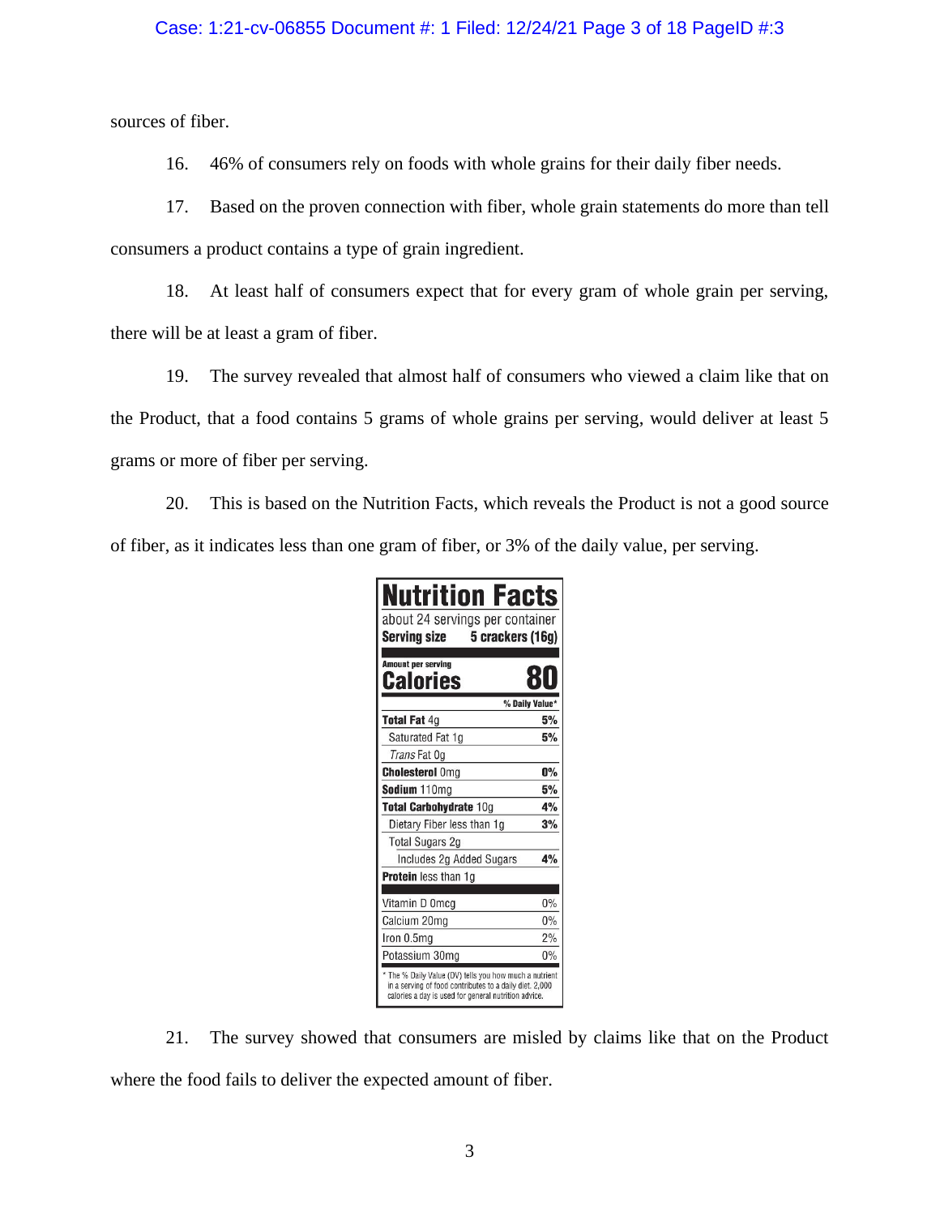sources of fiber.

16. 46% of consumers rely on foods with whole grains for their daily fiber needs.

17. Based on the proven connection with fiber, whole grain statements do more than tell consumers a product contains a type of grain ingredient.

18. At least half of consumers expect that for every gram of whole grain per serving, there will be at least a gram of fiber.

19. The survey revealed that almost half of consumers who viewed a claim like that on the Product, that a food contains 5 grams of whole grains per serving, would deliver at least 5 grams or more of fiber per serving.

20. This is based on the Nutrition Facts, which reveals the Product is not a good source of fiber, as it indicates less than one gram of fiber, or 3% of the daily value, per serving.

| **Nutrition Facts** | |
|---|---|
| about 24 servings per container | |
| **Serving size** | **5 crackers (16g)** |
| Amount per serving **Calories** | **80** |
| | **% Daily Value*** |
| **Total Fat** 4g | **5%** |
| Saturated Fat 1g | **5%** |
| *Trans* Fat 0g | |
| **Cholesterol** 0mg | **0%** |
| **Sodium** 110mg | **5%** |
| **Total Carbohydrate** 10g | **4%** |
| Dietary Fiber less than 1g | **3%** |
| Total Sugars 2g | |
| Includes 2g Added Sugars | **4%** |
| **Protein** less than 1g | |
| Vitamin D 0mcg | 0% |
| Calcium 20mg | 0% |
| Iron 0.5mg | 2% |
| Potassium 30mg | 0% |

\* The % Daily Value (DV) tells you how much a nutrient in a serving of food contributes to a daily diet. 2,000 calories a day is used for general nutrition advice.

21. The survey showed that consumers are misled by claims like that on the Product where the food fails to deliver the expected amount of fiber.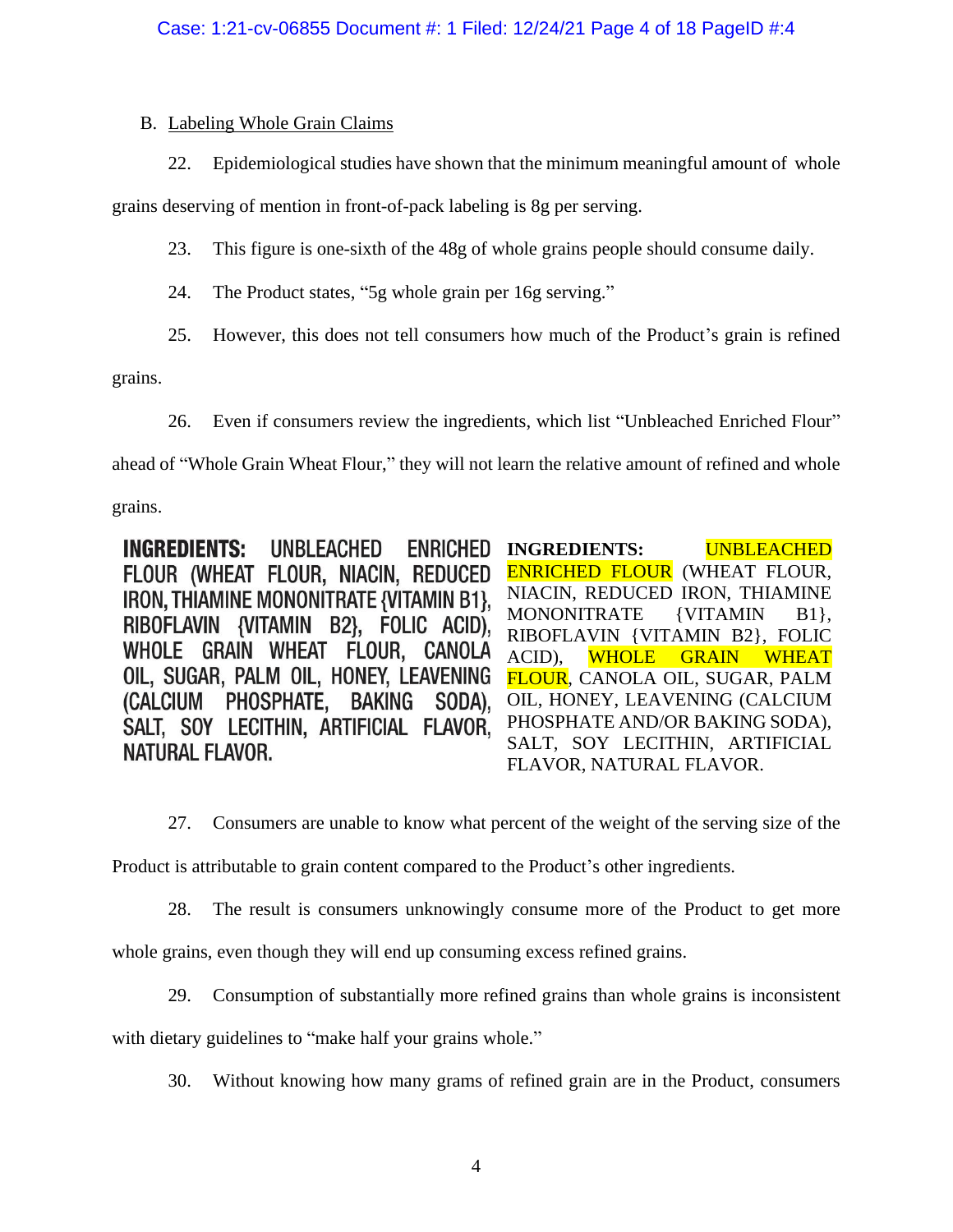B. Labeling Whole Grain Claims

22. Epidemiological studies have shown that the minimum meaningful amount of whole grains deserving of mention in front-of-pack labeling is 8g per serving.

23. This figure is one-sixth of the 48g of whole grains people should consume daily.

24. The Product states, "5g whole grain per 16g serving."

25. However, this does not tell consumers how much of the Product's grain is refined grains.

26. Even if consumers review the ingredients, which list "Unbleached Enriched Flour" ahead of "Whole Grain Wheat Flour," they will not learn the relative amount of refined and whole grains.

INGREDIENTS: UNBLEACHED ENRICHED FLOUR (WHEAT FLOUR, NIACIN, REDUCED IRON, THIAMINE MONONITRATE {VITAMIN B1}, RIBOFLAVIN {VITAMIN B2}, FOLIC ACID), WHOLE GRAIN WHEAT FLOUR, CANOLA OIL, SUGAR, PALM OIL, HONEY, LEAVENING (CALCIUM PHOSPHATE, BAKING SODA), SALT, SOY LECITHIN, ARTIFICIAL FLAVOR, NATURAL FLAVOR.

**INGREDIENTS:** UNBLEACHED ENRICHED FLOUR (WHEAT FLOUR, NIACIN, REDUCED IRON, THIAMINE MONONITRATE {VITAMIN B1}, RIBOFLAVIN {VITAMIN B2}, FOLIC ACID), WHOLE GRAIN WHEAT FLOUR, CANOLA OIL, SUGAR, PALM OIL, HONEY, LEAVENING (CALCIUM PHOSPHATE AND/OR BAKING SODA), SALT, SOY LECITHIN, ARTIFICIAL FLAVOR, NATURAL FLAVOR.

27. Consumers are unable to know what percent of the weight of the serving size of the Product is attributable to grain content compared to the Product's other ingredients.

28. The result is consumers unknowingly consume more of the Product to get more whole grains, even though they will end up consuming excess refined grains.

29. Consumption of substantially more refined grains than whole grains is inconsistent with dietary guidelines to "make half your grains whole."

30. Without knowing how many grams of refined grain are in the Product, consumers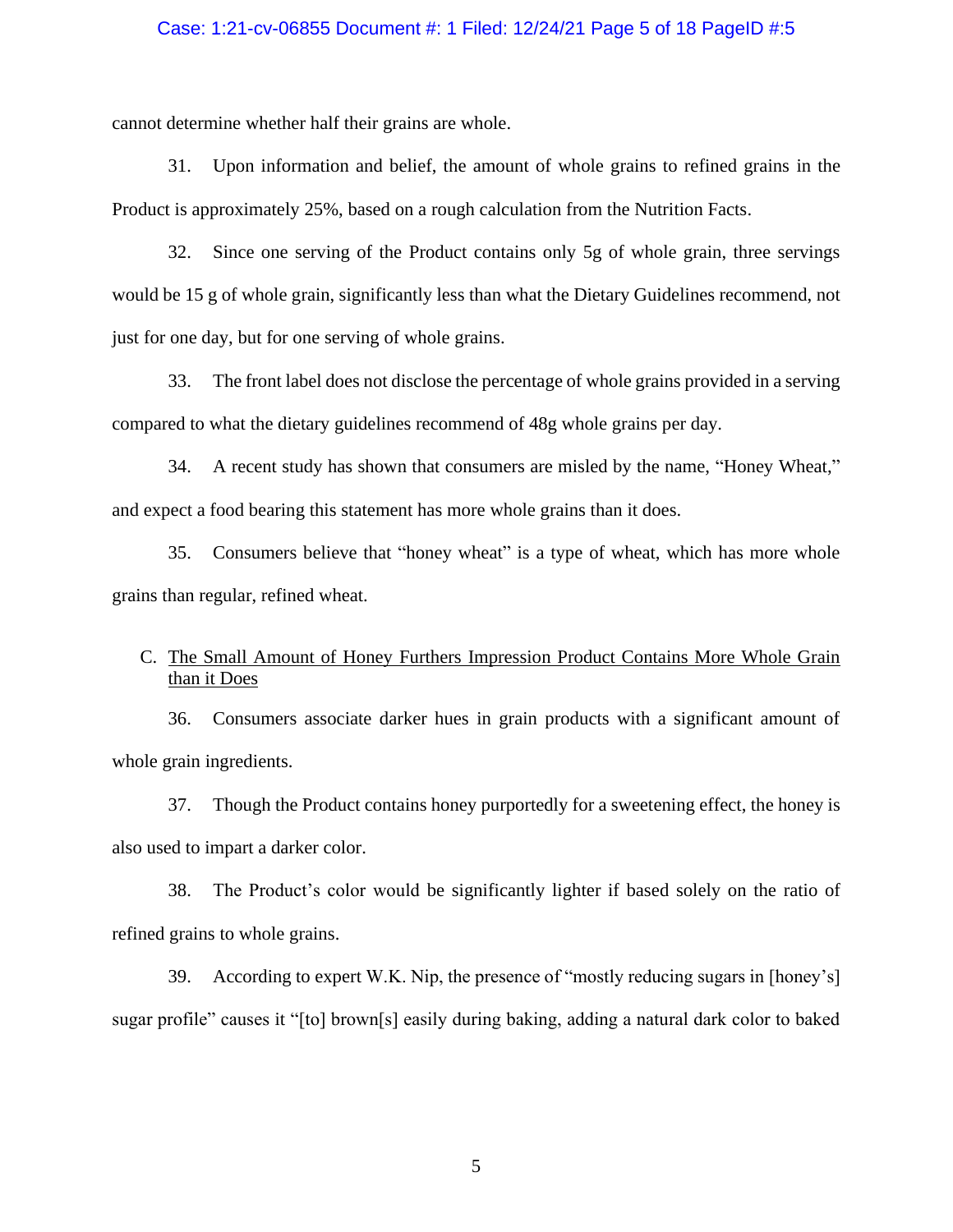cannot determine whether half their grains are whole.

31. Upon information and belief, the amount of whole grains to refined grains in the Product is approximately 25%, based on a rough calculation from the Nutrition Facts.

32. Since one serving of the Product contains only 5g of whole grain, three servings would be 15 g of whole grain, significantly less than what the Dietary Guidelines recommend, not just for one day, but for one serving of whole grains.

33. The front label does not disclose the percentage of whole grains provided in a serving compared to what the dietary guidelines recommend of 48g whole grains per day.

34. A recent study has shown that consumers are misled by the name, "Honey Wheat," and expect a food bearing this statement has more whole grains than it does.

35. Consumers believe that "honey wheat" is a type of wheat, which has more whole grains than regular, refined wheat.

C. <u>The Small Amount of Honey Furthers Impression Product Contains More Whole Grain than it Does</u>

36. Consumers associate darker hues in grain products with a significant amount of whole grain ingredients.

37. Though the Product contains honey purportedly for a sweetening effect, the honey is also used to impart a darker color.

38. The Product's color would be significantly lighter if based solely on the ratio of refined grains to whole grains.

39. According to expert W.K. Nip, the presence of "mostly reducing sugars in [honey's] sugar profile" causes it "[to] brown[s] easily during baking, adding a natural dark color to baked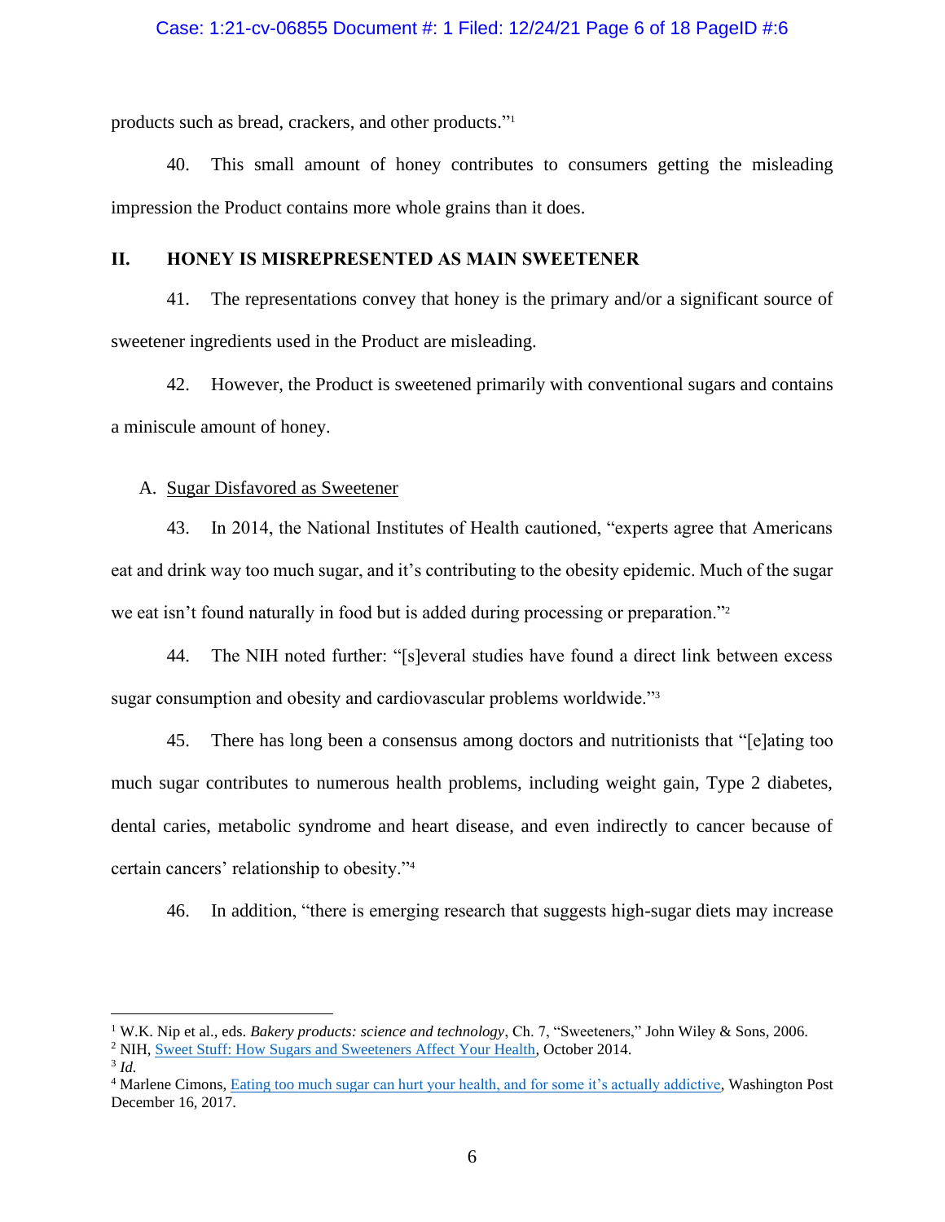products such as bread, crackers, and other products."[1]

40. This small amount of honey contributes to consumers getting the misleading impression the Product contains more whole grains than it does.

## II. HONEY IS MISREPRESENTED AS MAIN SWEETENER

41. The representations convey that honey is the primary and/or a significant source of sweetener ingredients used in the Product are misleading.

42. However, the Product is sweetened primarily with conventional sugars and contains a miniscule amount of honey.

### A. Sugar Disfavored as Sweetener

43. In 2014, the National Institutes of Health cautioned, "experts agree that Americans eat and drink way too much sugar, and it's contributing to the obesity epidemic. Much of the sugar we eat isn't found naturally in food but is added during processing or preparation."[2]

44. The NIH noted further: "[s]everal studies have found a direct link between excess sugar consumption and obesity and cardiovascular problems worldwide."[3]

45. There has long been a consensus among doctors and nutritionists that "[e]ating too much sugar contributes to numerous health problems, including weight gain, Type 2 diabetes, dental caries, metabolic syndrome and heart disease, and even indirectly to cancer because of certain cancers' relationship to obesity."[4]

46. In addition, "there is emerging research that suggests high-sugar diets may increase

---

[1] W.K. Nip et al., eds. *Bakery products: science and technology*, Ch. 7, "Sweeteners," John Wiley & Sons, 2006.

[2] NIH, Sweet Stuff: How Sugars and Sweeteners Affect Your Health, October 2014.

[3] *Id.*

[4] Marlene Cimons, Eating too much sugar can hurt your health, and for some it's actually addictive, Washington Post December 16, 2017.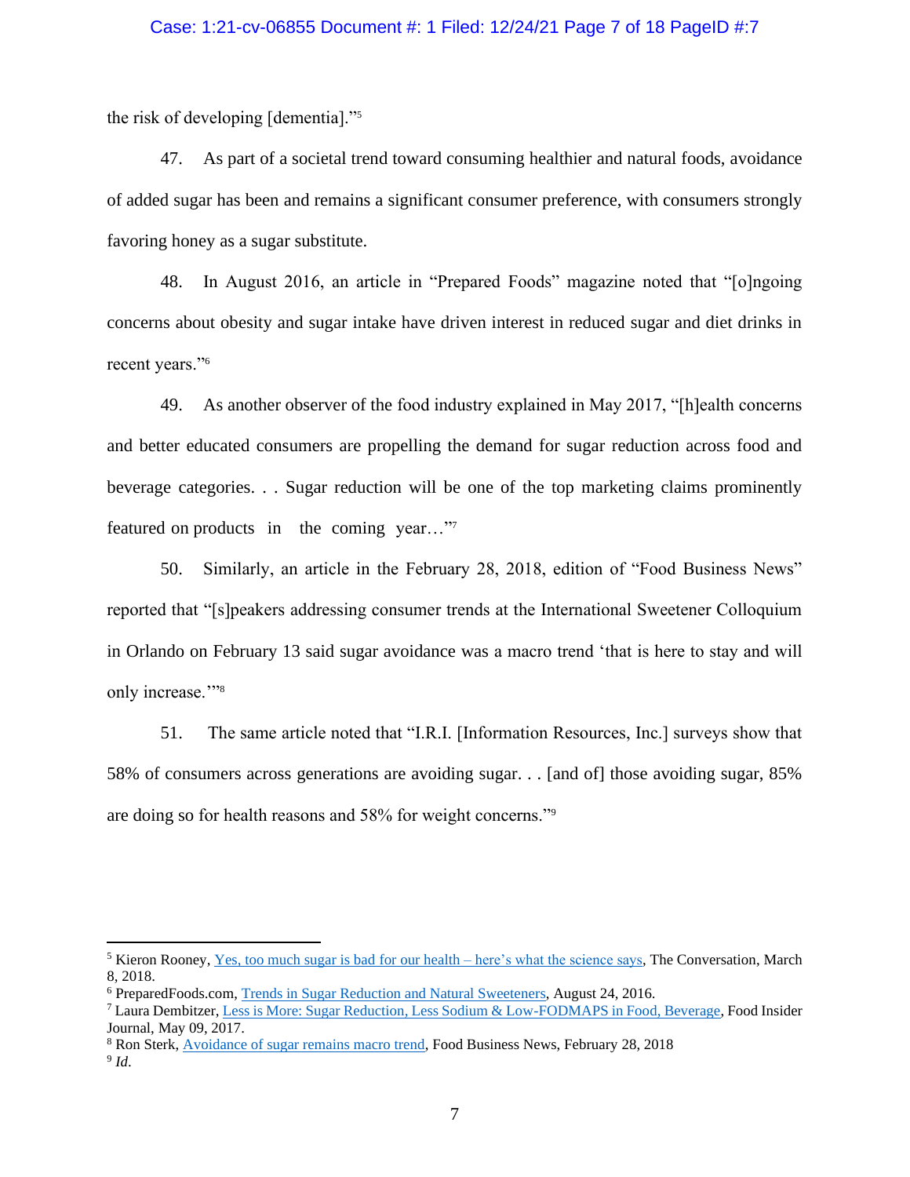the risk of developing [dementia]."[5]

47. As part of a societal trend toward consuming healthier and natural foods, avoidance of added sugar has been and remains a significant consumer preference, with consumers strongly favoring honey as a sugar substitute.

48. In August 2016, an article in "Prepared Foods" magazine noted that "[o]ngoing concerns about obesity and sugar intake have driven interest in reduced sugar and diet drinks in recent years."[6]

49. As another observer of the food industry explained in May 2017, "[h]ealth concerns and better educated consumers are propelling the demand for sugar reduction across food and beverage categories. . . Sugar reduction will be one of the top marketing claims prominently featured on products in the coming year…"[7]

50. Similarly, an article in the February 28, 2018, edition of "Food Business News" reported that "[s]peakers addressing consumer trends at the International Sweetener Colloquium in Orlando on February 13 said sugar avoidance was a macro trend 'that is here to stay and will only increase.'"[8]

51. The same article noted that "I.R.I. [Information Resources, Inc.] surveys show that 58% of consumers across generations are avoiding sugar. . . [and of] those avoiding sugar, 85% are doing so for health reasons and 58% for weight concerns."[9]

---

[5] Kieron Rooney, Yes, too much sugar is bad for our health – here's what the science says, The Conversation, March 8, 2018.

[6] PreparedFoods.com, Trends in Sugar Reduction and Natural Sweeteners, August 24, 2016.

[7] Laura Dembitzer, Less is More: Sugar Reduction, Less Sodium & Low-FODMAPS in Food, Beverage, Food Insider Journal, May 09, 2017.

[8] Ron Sterk, Avoidance of sugar remains macro trend, Food Business News, February 28, 2018

[9] *Id*.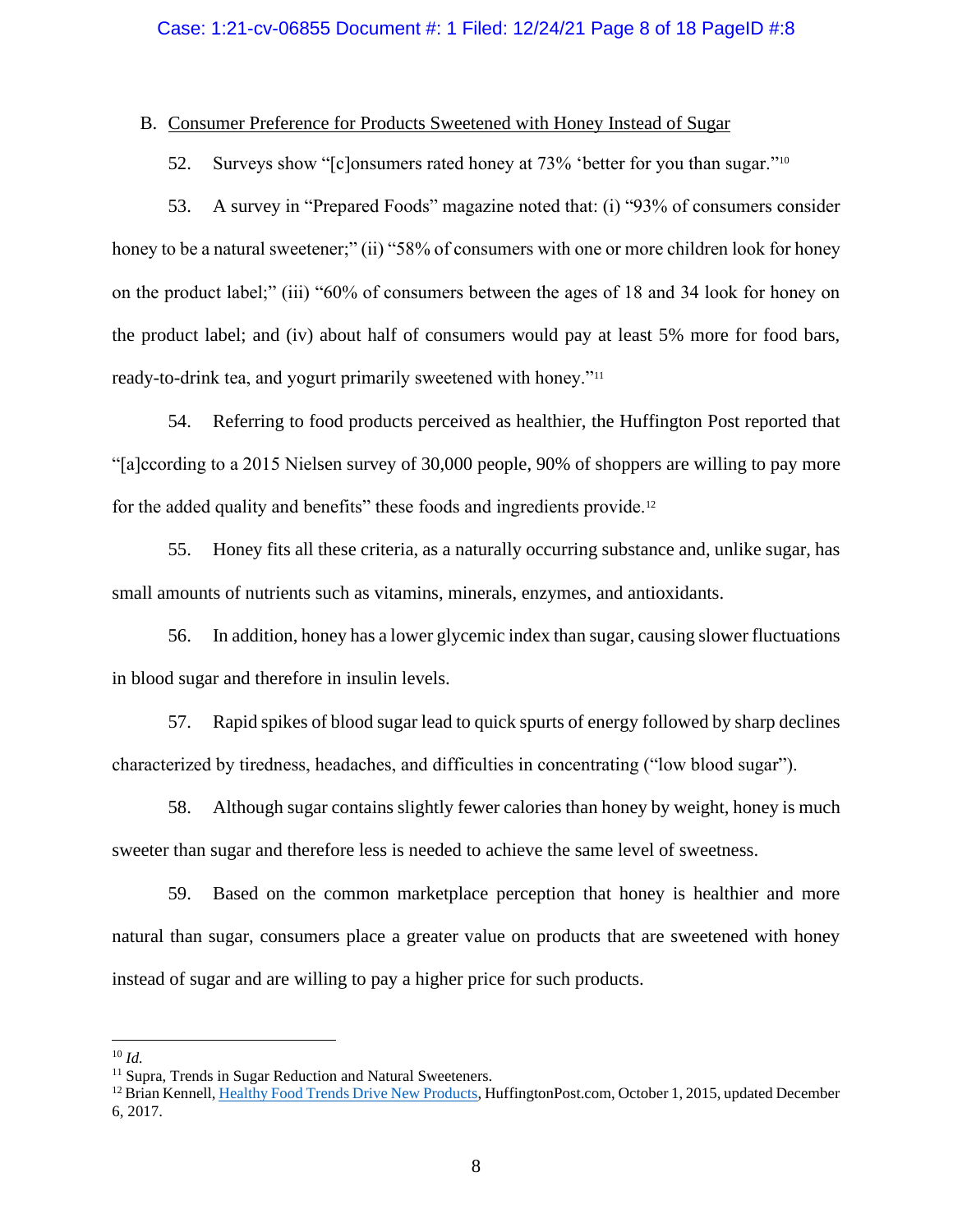B. Consumer Preference for Products Sweetened with Honey Instead of Sugar

52. Surveys show "[c]onsumers rated honey at 73% 'better for you than sugar."[10]

53. A survey in "Prepared Foods" magazine noted that: (i) "93% of consumers consider honey to be a natural sweetener;" (ii) "58% of consumers with one or more children look for honey on the product label;" (iii) "60% of consumers between the ages of 18 and 34 look for honey on the product label; and (iv) about half of consumers would pay at least 5% more for food bars, ready-to-drink tea, and yogurt primarily sweetened with honey."[11]

54. Referring to food products perceived as healthier, the Huffington Post reported that "[a]ccording to a 2015 Nielsen survey of 30,000 people, 90% of shoppers are willing to pay more for the added quality and benefits" these foods and ingredients provide.[12]

55. Honey fits all these criteria, as a naturally occurring substance and, unlike sugar, has small amounts of nutrients such as vitamins, minerals, enzymes, and antioxidants.

56. In addition, honey has a lower glycemic index than sugar, causing slower fluctuations in blood sugar and therefore in insulin levels.

57. Rapid spikes of blood sugar lead to quick spurts of energy followed by sharp declines characterized by tiredness, headaches, and difficulties in concentrating ("low blood sugar").

58. Although sugar contains slightly fewer calories than honey by weight, honey is much sweeter than sugar and therefore less is needed to achieve the same level of sweetness.

59. Based on the common marketplace perception that honey is healthier and more natural than sugar, consumers place a greater value on products that are sweetened with honey instead of sugar and are willing to pay a higher price for such products.

---

[10] *Id.*

[11] Supra, Trends in Sugar Reduction and Natural Sweeteners.

[12] Brian Kennell, Healthy Food Trends Drive New Products, HuffingtonPost.com, October 1, 2015, updated December 6, 2017.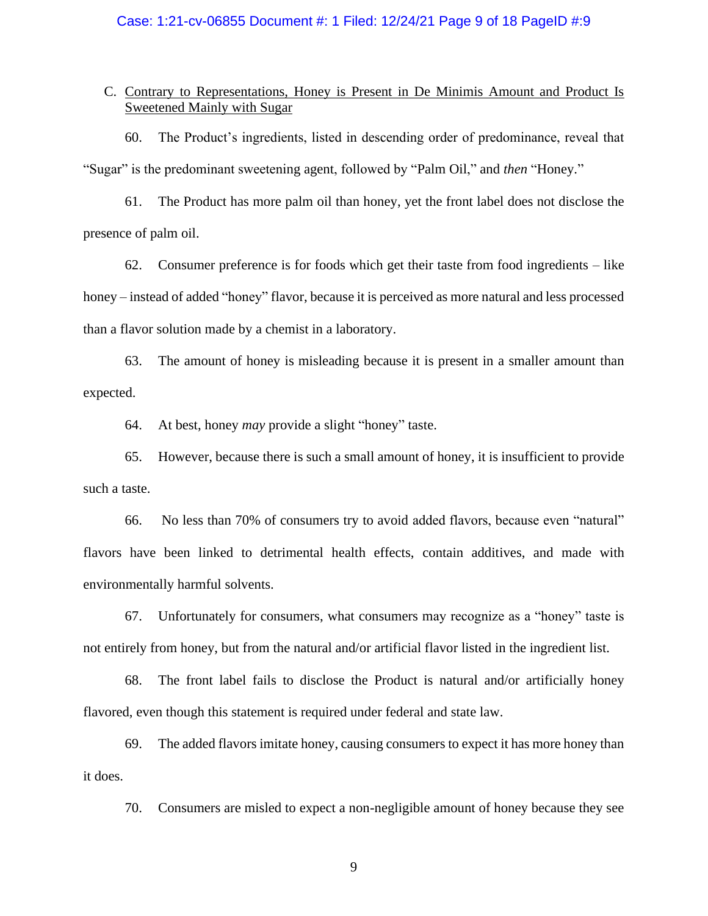C. <u>Contrary to Representations, Honey is Present in De Minimis Amount and Product Is Sweetened Mainly with Sugar</u>

60. The Product's ingredients, listed in descending order of predominance, reveal that "Sugar" is the predominant sweetening agent, followed by "Palm Oil," and *then* "Honey."

61. The Product has more palm oil than honey, yet the front label does not disclose the presence of palm oil.

62. Consumer preference is for foods which get their taste from food ingredients – like honey – instead of added "honey" flavor, because it is perceived as more natural and less processed than a flavor solution made by a chemist in a laboratory.

63. The amount of honey is misleading because it is present in a smaller amount than expected.

64. At best, honey *may* provide a slight "honey" taste.

65. However, because there is such a small amount of honey, it is insufficient to provide such a taste.

66. No less than 70% of consumers try to avoid added flavors, because even "natural" flavors have been linked to detrimental health effects, contain additives, and made with environmentally harmful solvents.

67. Unfortunately for consumers, what consumers may recognize as a "honey" taste is not entirely from honey, but from the natural and/or artificial flavor listed in the ingredient list.

68. The front label fails to disclose the Product is natural and/or artificially honey flavored, even though this statement is required under federal and state law.

69. The added flavors imitate honey, causing consumers to expect it has more honey than it does.

70. Consumers are misled to expect a non-negligible amount of honey because they see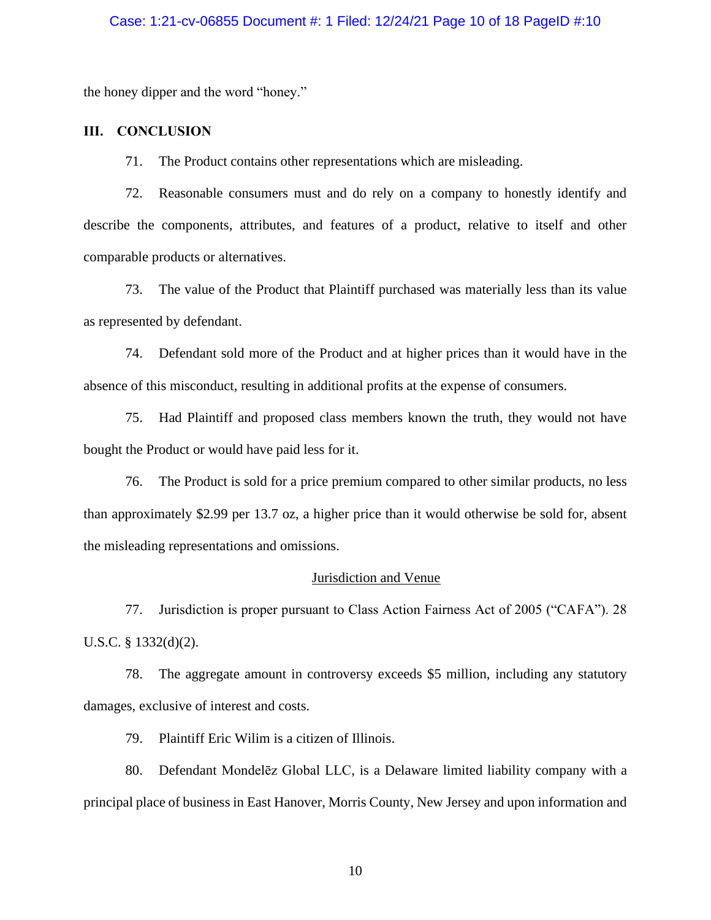the honey dipper and the word "honey."

## III. CONCLUSION

71. The Product contains other representations which are misleading.

72. Reasonable consumers must and do rely on a company to honestly identify and describe the components, attributes, and features of a product, relative to itself and other comparable products or alternatives.

73. The value of the Product that Plaintiff purchased was materially less than its value as represented by defendant.

74. Defendant sold more of the Product and at higher prices than it would have in the absence of this misconduct, resulting in additional profits at the expense of consumers.

75. Had Plaintiff and proposed class members known the truth, they would not have bought the Product or would have paid less for it.

76. The Product is sold for a price premium compared to other similar products, no less than approximately $2.99 per 13.7 oz, a higher price than it would otherwise be sold for, absent the misleading representations and omissions.

<u>Jurisdiction and Venue</u>

77. Jurisdiction is proper pursuant to Class Action Fairness Act of 2005 ("CAFA"). 28 U.S.C. § 1332(d)(2).

78. The aggregate amount in controversy exceeds $5 million, including any statutory damages, exclusive of interest and costs.

79. Plaintiff Eric Wilim is a citizen of Illinois.

80. Defendant Mondelēz Global LLC, is a Delaware limited liability company with a principal place of business in East Hanover, Morris County, New Jersey and upon information and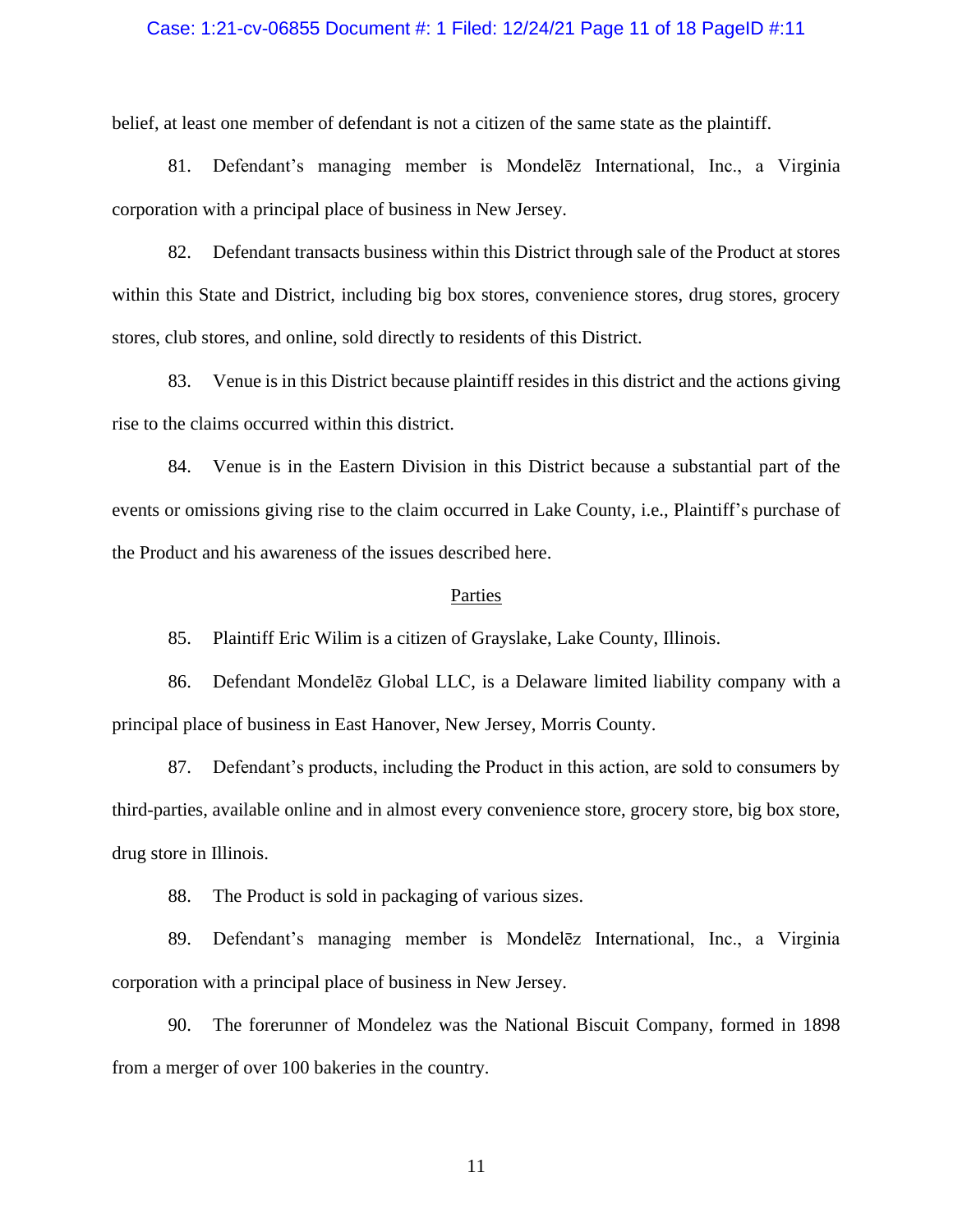belief, at least one member of defendant is not a citizen of the same state as the plaintiff.

81. Defendant's managing member is Mondelēz International, Inc., a Virginia corporation with a principal place of business in New Jersey.

82. Defendant transacts business within this District through sale of the Product at stores within this State and District, including big box stores, convenience stores, drug stores, grocery stores, club stores, and online, sold directly to residents of this District.

83. Venue is in this District because plaintiff resides in this district and the actions giving rise to the claims occurred within this district.

84. Venue is in the Eastern Division in this District because a substantial part of the events or omissions giving rise to the claim occurred in Lake County, i.e., Plaintiff's purchase of the Product and his awareness of the issues described here.

## Parties

85. Plaintiff Eric Wilim is a citizen of Grayslake, Lake County, Illinois.

86. Defendant Mondelēz Global LLC, is a Delaware limited liability company with a principal place of business in East Hanover, New Jersey, Morris County.

87. Defendant's products, including the Product in this action, are sold to consumers by third-parties, available online and in almost every convenience store, grocery store, big box store, drug store in Illinois.

88. The Product is sold in packaging of various sizes.

89. Defendant's managing member is Mondelēz International, Inc., a Virginia corporation with a principal place of business in New Jersey.

90. The forerunner of Mondelez was the National Biscuit Company, formed in 1898 from a merger of over 100 bakeries in the country.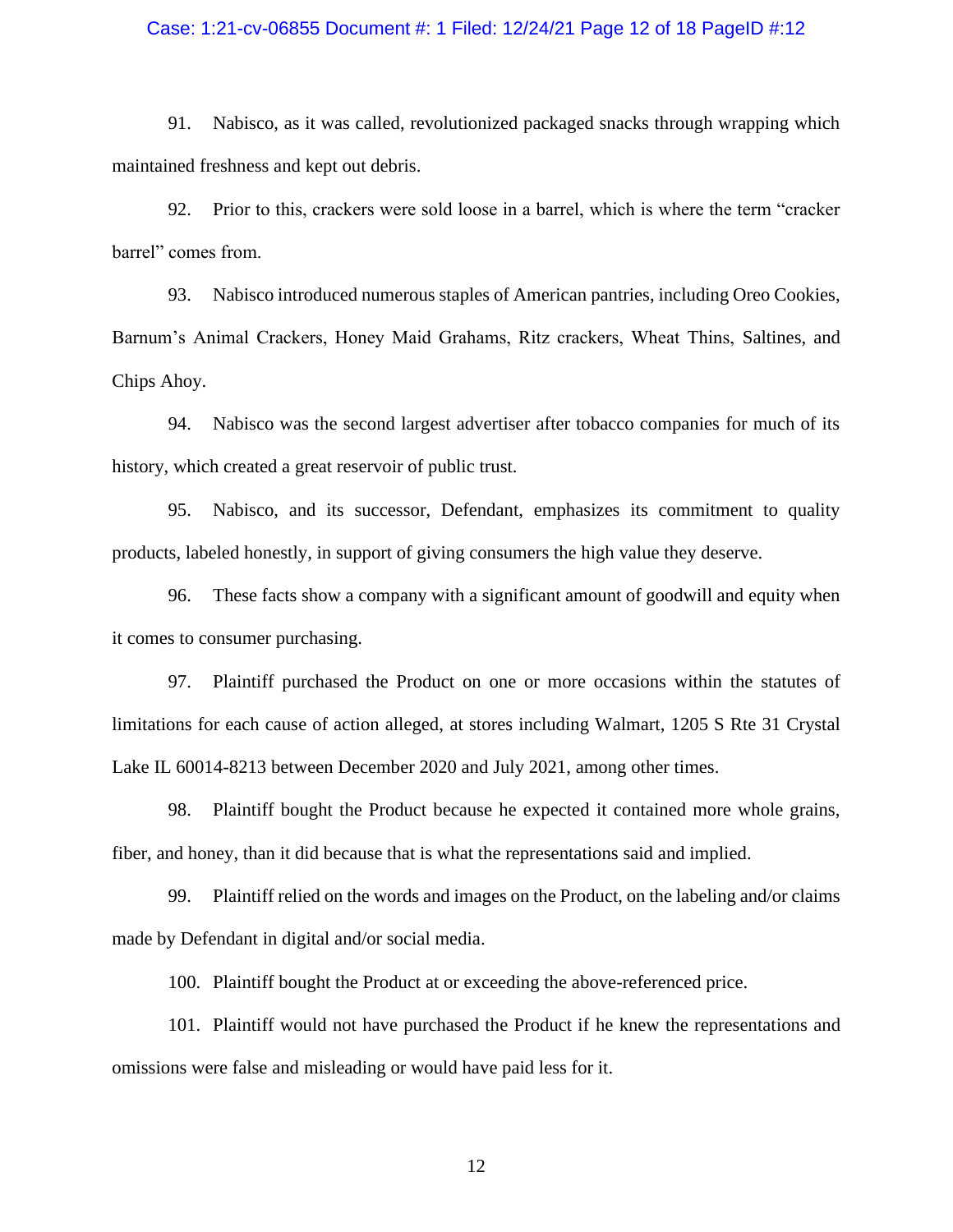91. Nabisco, as it was called, revolutionized packaged snacks through wrapping which maintained freshness and kept out debris.

92. Prior to this, crackers were sold loose in a barrel, which is where the term "cracker barrel" comes from.

93. Nabisco introduced numerous staples of American pantries, including Oreo Cookies, Barnum's Animal Crackers, Honey Maid Grahams, Ritz crackers, Wheat Thins, Saltines, and Chips Ahoy.

94. Nabisco was the second largest advertiser after tobacco companies for much of its history, which created a great reservoir of public trust.

95. Nabisco, and its successor, Defendant, emphasizes its commitment to quality products, labeled honestly, in support of giving consumers the high value they deserve.

96. These facts show a company with a significant amount of goodwill and equity when it comes to consumer purchasing.

97. Plaintiff purchased the Product on one or more occasions within the statutes of limitations for each cause of action alleged, at stores including Walmart, 1205 S Rte 31 Crystal Lake IL 60014-8213 between December 2020 and July 2021, among other times.

98. Plaintiff bought the Product because he expected it contained more whole grains, fiber, and honey, than it did because that is what the representations said and implied.

99. Plaintiff relied on the words and images on the Product, on the labeling and/or claims made by Defendant in digital and/or social media.

100. Plaintiff bought the Product at or exceeding the above-referenced price.

101. Plaintiff would not have purchased the Product if he knew the representations and omissions were false and misleading or would have paid less for it.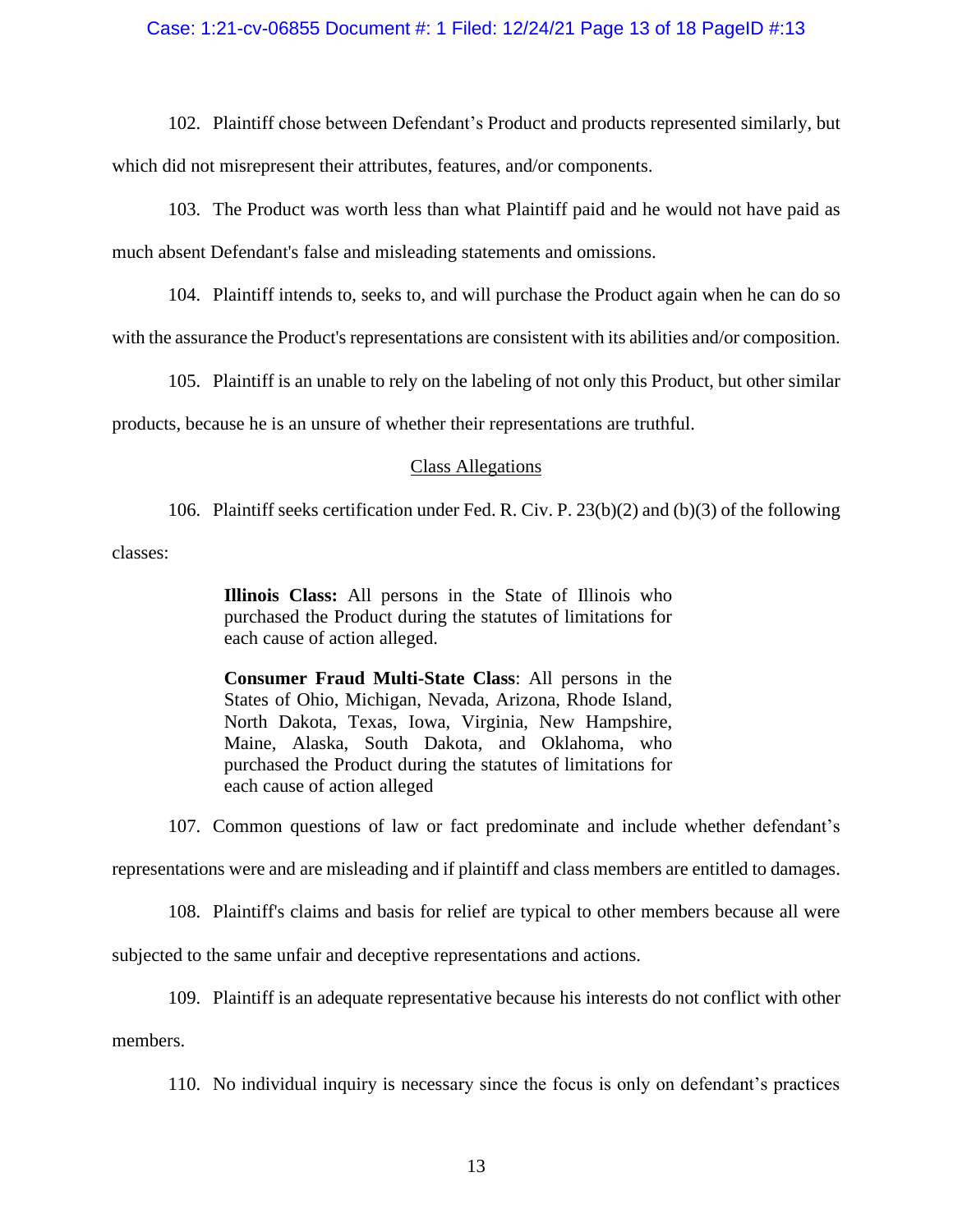102. Plaintiff chose between Defendant's Product and products represented similarly, but which did not misrepresent their attributes, features, and/or components.

103. The Product was worth less than what Plaintiff paid and he would not have paid as much absent Defendant's false and misleading statements and omissions.

104. Plaintiff intends to, seeks to, and will purchase the Product again when he can do so with the assurance the Product's representations are consistent with its abilities and/or composition.

105. Plaintiff is an unable to rely on the labeling of not only this Product, but other similar products, because he is an unsure of whether their representations are truthful.

<u>Class Allegations</u>

106. Plaintiff seeks certification under Fed. R. Civ. P. 23(b)(2) and (b)(3) of the following classes:

> **Illinois Class:** All persons in the State of Illinois who purchased the Product during the statutes of limitations for each cause of action alleged.
>
> **Consumer Fraud Multi-State Class**: All persons in the States of Ohio, Michigan, Nevada, Arizona, Rhode Island, North Dakota, Texas, Iowa, Virginia, New Hampshire, Maine, Alaska, South Dakota, and Oklahoma, who purchased the Product during the statutes of limitations for each cause of action alleged

107. Common questions of law or fact predominate and include whether defendant's representations were and are misleading and if plaintiff and class members are entitled to damages.

108. Plaintiff's claims and basis for relief are typical to other members because all were subjected to the same unfair and deceptive representations and actions.

109. Plaintiff is an adequate representative because his interests do not conflict with other members.

110. No individual inquiry is necessary since the focus is only on defendant's practices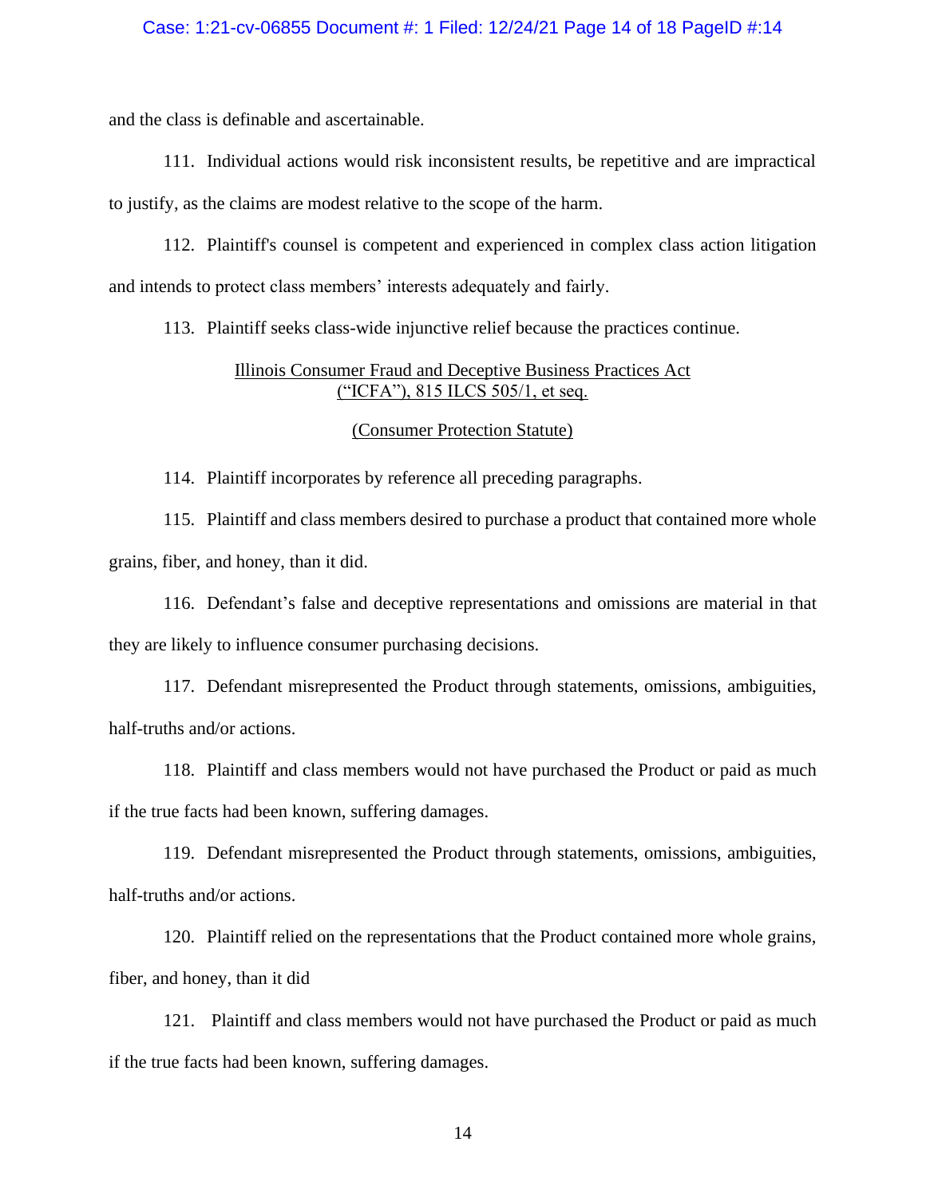and the class is definable and ascertainable.

111. Individual actions would risk inconsistent results, be repetitive and are impractical to justify, as the claims are modest relative to the scope of the harm.

112. Plaintiff's counsel is competent and experienced in complex class action litigation and intends to protect class members' interests adequately and fairly.

113. Plaintiff seeks class-wide injunctive relief because the practices continue.

Illinois Consumer Fraud and Deceptive Business Practices Act
("ICFA"), 815 ILCS 505/1, et seq.

(Consumer Protection Statute)

114. Plaintiff incorporates by reference all preceding paragraphs.

115. Plaintiff and class members desired to purchase a product that contained more whole grains, fiber, and honey, than it did.

116. Defendant's false and deceptive representations and omissions are material in that they are likely to influence consumer purchasing decisions.

117. Defendant misrepresented the Product through statements, omissions, ambiguities, half-truths and/or actions.

118. Plaintiff and class members would not have purchased the Product or paid as much if the true facts had been known, suffering damages.

119. Defendant misrepresented the Product through statements, omissions, ambiguities, half-truths and/or actions.

120. Plaintiff relied on the representations that the Product contained more whole grains, fiber, and honey, than it did

121. Plaintiff and class members would not have purchased the Product or paid as much if the true facts had been known, suffering damages.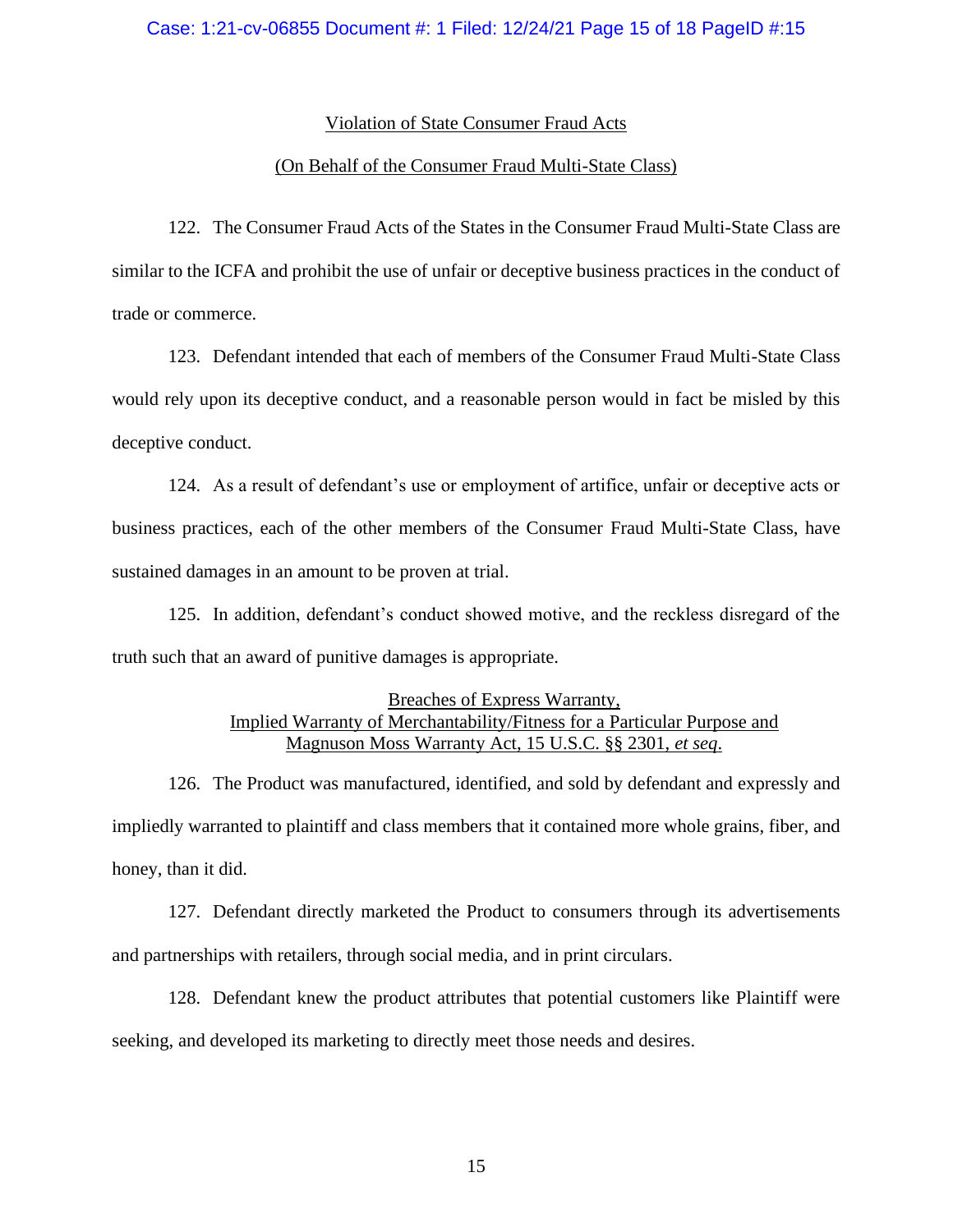Violation of State Consumer Fraud Acts

(On Behalf of the Consumer Fraud Multi-State Class)

122. The Consumer Fraud Acts of the States in the Consumer Fraud Multi-State Class are similar to the ICFA and prohibit the use of unfair or deceptive business practices in the conduct of trade or commerce.

123. Defendant intended that each of members of the Consumer Fraud Multi-State Class would rely upon its deceptive conduct, and a reasonable person would in fact be misled by this deceptive conduct.

124. As a result of defendant's use or employment of artifice, unfair or deceptive acts or business practices, each of the other members of the Consumer Fraud Multi-State Class, have sustained damages in an amount to be proven at trial.

125. In addition, defendant's conduct showed motive, and the reckless disregard of the truth such that an award of punitive damages is appropriate.

Breaches of Express Warranty,
Implied Warranty of Merchantability/Fitness for a Particular Purpose and
Magnuson Moss Warranty Act, 15 U.S.C. §§ 2301, *et seq*.

126. The Product was manufactured, identified, and sold by defendant and expressly and impliedly warranted to plaintiff and class members that it contained more whole grains, fiber, and honey, than it did.

127. Defendant directly marketed the Product to consumers through its advertisements and partnerships with retailers, through social media, and in print circulars.

128. Defendant knew the product attributes that potential customers like Plaintiff were seeking, and developed its marketing to directly meet those needs and desires.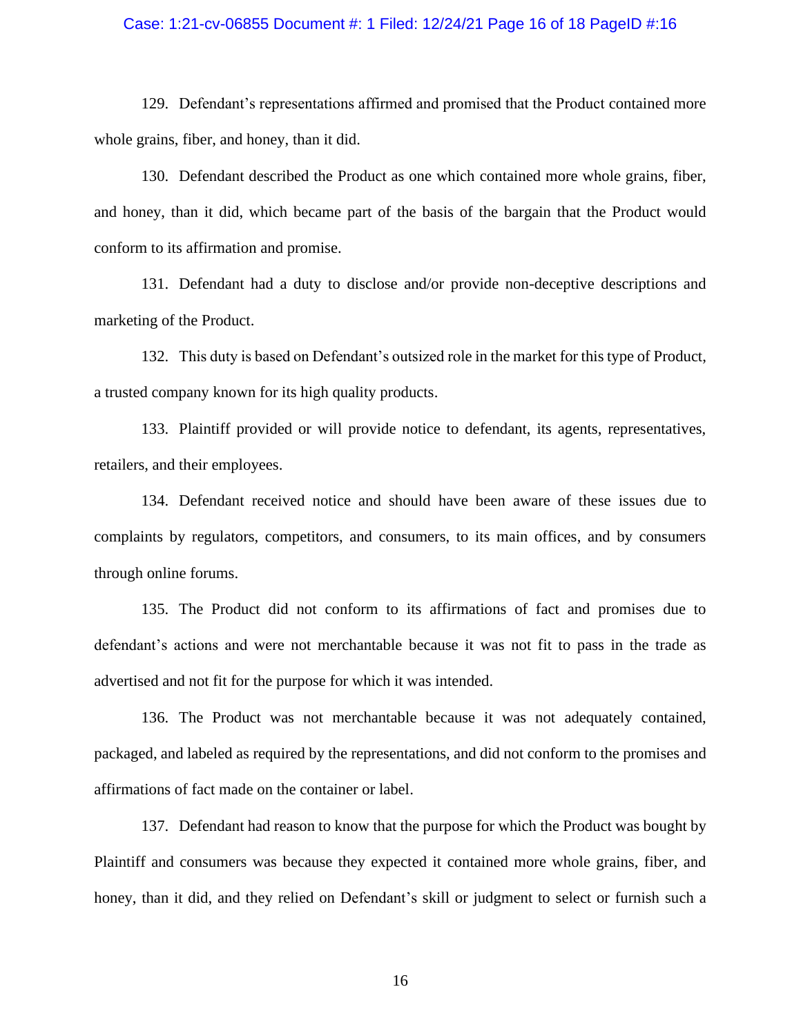129. Defendant's representations affirmed and promised that the Product contained more whole grains, fiber, and honey, than it did.

130. Defendant described the Product as one which contained more whole grains, fiber, and honey, than it did, which became part of the basis of the bargain that the Product would conform to its affirmation and promise.

131. Defendant had a duty to disclose and/or provide non-deceptive descriptions and marketing of the Product.

132. This duty is based on Defendant's outsized role in the market for this type of Product, a trusted company known for its high quality products.

133. Plaintiff provided or will provide notice to defendant, its agents, representatives, retailers, and their employees.

134. Defendant received notice and should have been aware of these issues due to complaints by regulators, competitors, and consumers, to its main offices, and by consumers through online forums.

135. The Product did not conform to its affirmations of fact and promises due to defendant's actions and were not merchantable because it was not fit to pass in the trade as advertised and not fit for the purpose for which it was intended.

136. The Product was not merchantable because it was not adequately contained, packaged, and labeled as required by the representations, and did not conform to the promises and affirmations of fact made on the container or label.

137. Defendant had reason to know that the purpose for which the Product was bought by Plaintiff and consumers was because they expected it contained more whole grains, fiber, and honey, than it did, and they relied on Defendant's skill or judgment to select or furnish such a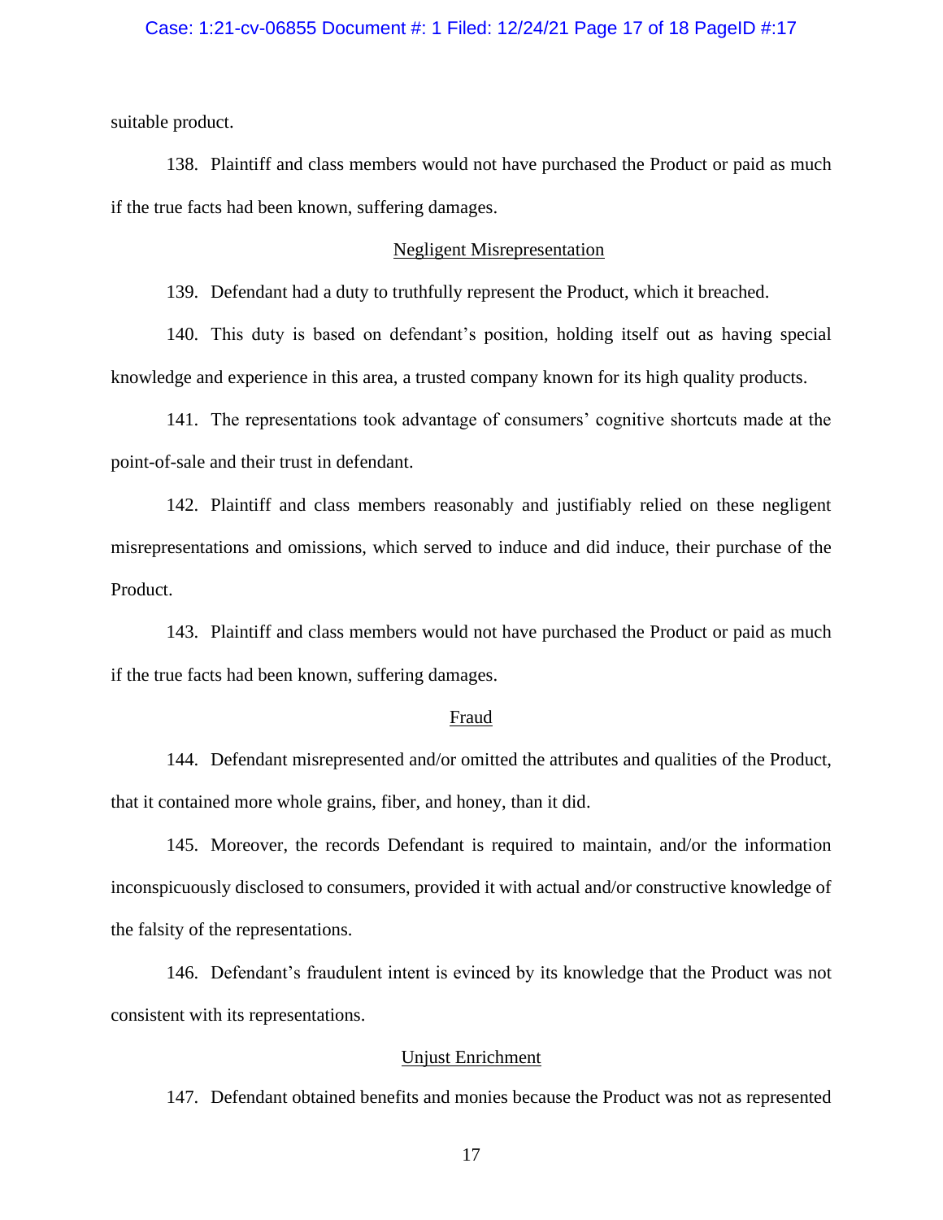suitable product.

138. Plaintiff and class members would not have purchased the Product or paid as much if the true facts had been known, suffering damages.

## Negligent Misrepresentation

139. Defendant had a duty to truthfully represent the Product, which it breached.

140. This duty is based on defendant's position, holding itself out as having special knowledge and experience in this area, a trusted company known for its high quality products.

141. The representations took advantage of consumers' cognitive shortcuts made at the point-of-sale and their trust in defendant.

142. Plaintiff and class members reasonably and justifiably relied on these negligent misrepresentations and omissions, which served to induce and did induce, their purchase of the Product.

143. Plaintiff and class members would not have purchased the Product or paid as much if the true facts had been known, suffering damages.

## Fraud

144. Defendant misrepresented and/or omitted the attributes and qualities of the Product, that it contained more whole grains, fiber, and honey, than it did.

145. Moreover, the records Defendant is required to maintain, and/or the information inconspicuously disclosed to consumers, provided it with actual and/or constructive knowledge of the falsity of the representations.

146. Defendant's fraudulent intent is evinced by its knowledge that the Product was not consistent with its representations.

## Unjust Enrichment

147. Defendant obtained benefits and monies because the Product was not as represented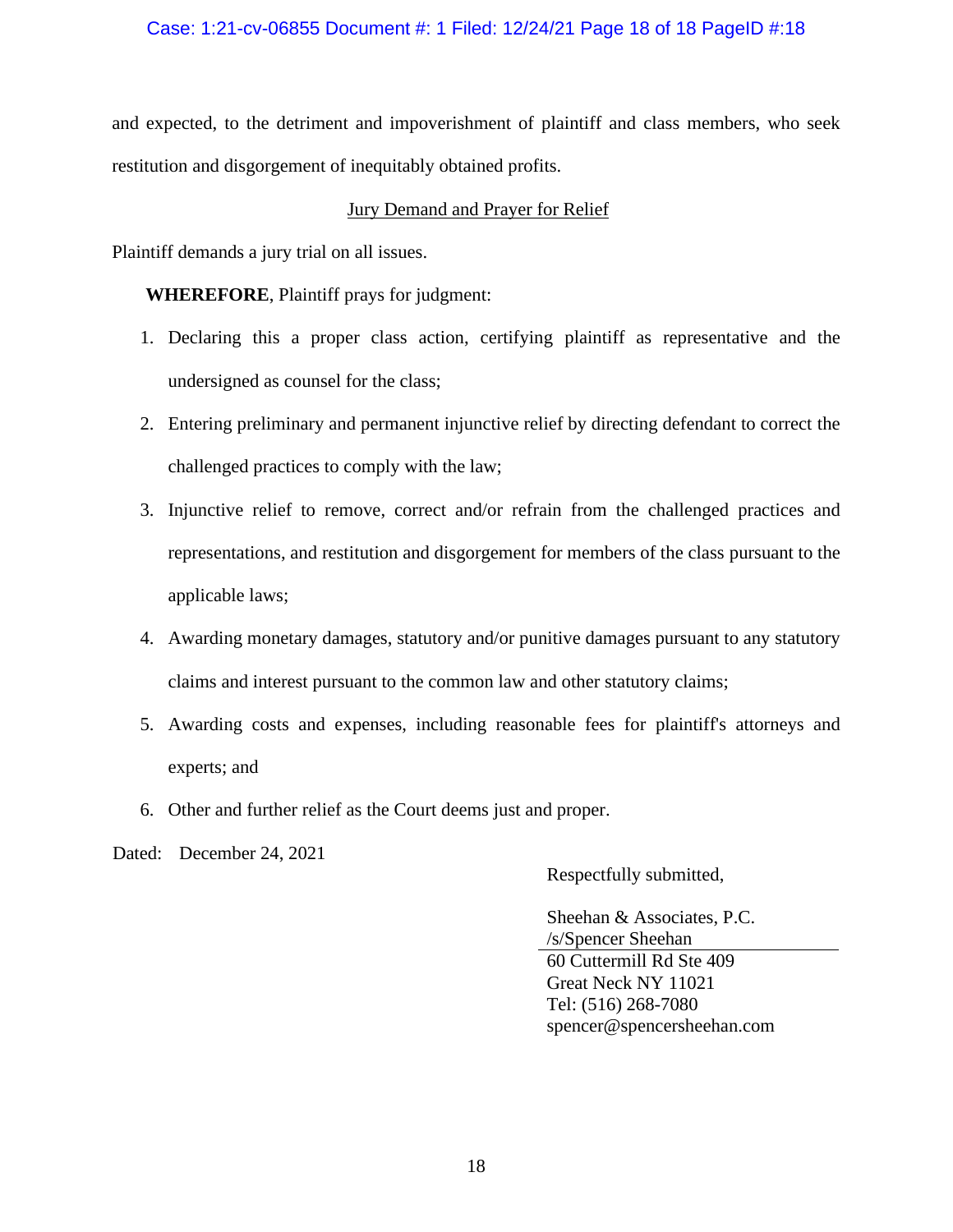and expected, to the detriment and impoverishment of plaintiff and class members, who seek restitution and disgorgement of inequitably obtained profits.

## Jury Demand and Prayer for Relief

Plaintiff demands a jury trial on all issues.

**WHEREFORE**, Plaintiff prays for judgment:

1. Declaring this a proper class action, certifying plaintiff as representative and the undersigned as counsel for the class;
2. Entering preliminary and permanent injunctive relief by directing defendant to correct the challenged practices to comply with the law;
3. Injunctive relief to remove, correct and/or refrain from the challenged practices and representations, and restitution and disgorgement for members of the class pursuant to the applicable laws;
4. Awarding monetary damages, statutory and/or punitive damages pursuant to any statutory claims and interest pursuant to the common law and other statutory claims;
5. Awarding costs and expenses, including reasonable fees for plaintiff's attorneys and experts; and
6. Other and further relief as the Court deems just and proper.

Dated: December 24, 2021

Respectfully submitted,

Sheehan & Associates, P.C.
/s/Spencer Sheehan
60 Cuttermill Rd Ste 409
Great Neck NY 11021
Tel: (516) 268-7080
spencer@spencersheehan.com